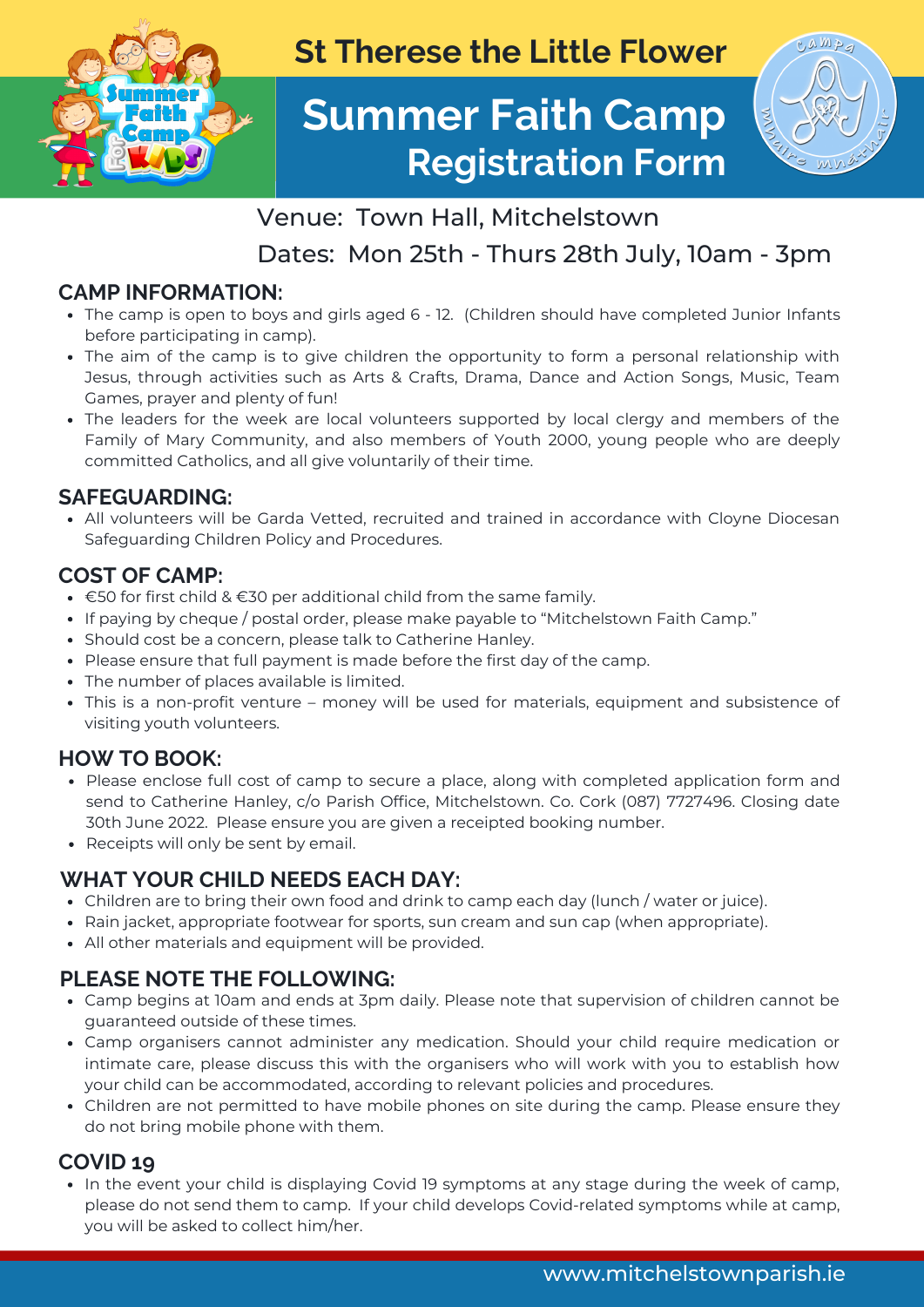St Therese the Little Flower

# Summer Faith Camp
## Registration Form

Venue: Town Hall, Mitchelstown

Dates: Mon 25th - Thurs 28th July, 10am - 3pm

### CAMP INFORMATION:

- The camp is open to boys and girls aged 6 - 12. (Children should have completed Junior Infants before participating in camp).
- The aim of the camp is to give children the opportunity to form a personal relationship with Jesus, through activities such as Arts & Crafts, Drama, Dance and Action Songs, Music, Team Games, prayer and plenty of fun!
- The leaders for the week are local volunteers supported by local clergy and members of the Family of Mary Community, and also members of Youth 2000, young people who are deeply committed Catholics, and all give voluntarily of their time.

### SAFEGUARDING:

- All volunteers will be Garda Vetted, recruited and trained in accordance with Cloyne Diocesan Safeguarding Children Policy and Procedures.

### COST OF CAMP:

- €50 for first child & €30 per additional child from the same family.
- If paying by cheque / postal order, please make payable to "Mitchelstown Faith Camp."
- Should cost be a concern, please talk to Catherine Hanley.
- Please ensure that full payment is made before the first day of the camp.
- The number of places available is limited.
- This is a non-profit venture – money will be used for materials, equipment and subsistence of visiting youth volunteers.

### HOW TO BOOK:

- Please enclose full cost of camp to secure a place, along with completed application form and send to Catherine Hanley, c/o Parish Office, Mitchelstown. Co. Cork (087) 7727496. Closing date 30th June 2022. Please ensure you are given a receipted booking number.
- Receipts will only be sent by email.

### WHAT YOUR CHILD NEEDS EACH DAY:

- Children are to bring their own food and drink to camp each day (lunch / water or juice).
- Rain jacket, appropriate footwear for sports, sun cream and sun cap (when appropriate).
- All other materials and equipment will be provided.

### PLEASE NOTE THE FOLLOWING:

- Camp begins at 10am and ends at 3pm daily. Please note that supervision of children cannot be guaranteed outside of these times.
- Camp organisers cannot administer any medication. Should your child require medication or intimate care, please discuss this with the organisers who will work with you to establish how your child can be accommodated, according to relevant policies and procedures.
- Children are not permitted to have mobile phones on site during the camp. Please ensure they do not bring mobile phone with them.

### COVID 19

- In the event your child is displaying Covid 19 symptoms at any stage during the week of camp, please do not send them to camp. If your child develops Covid-related symptoms while at camp, you will be asked to collect him/her.

www.mitchelstownparish.ie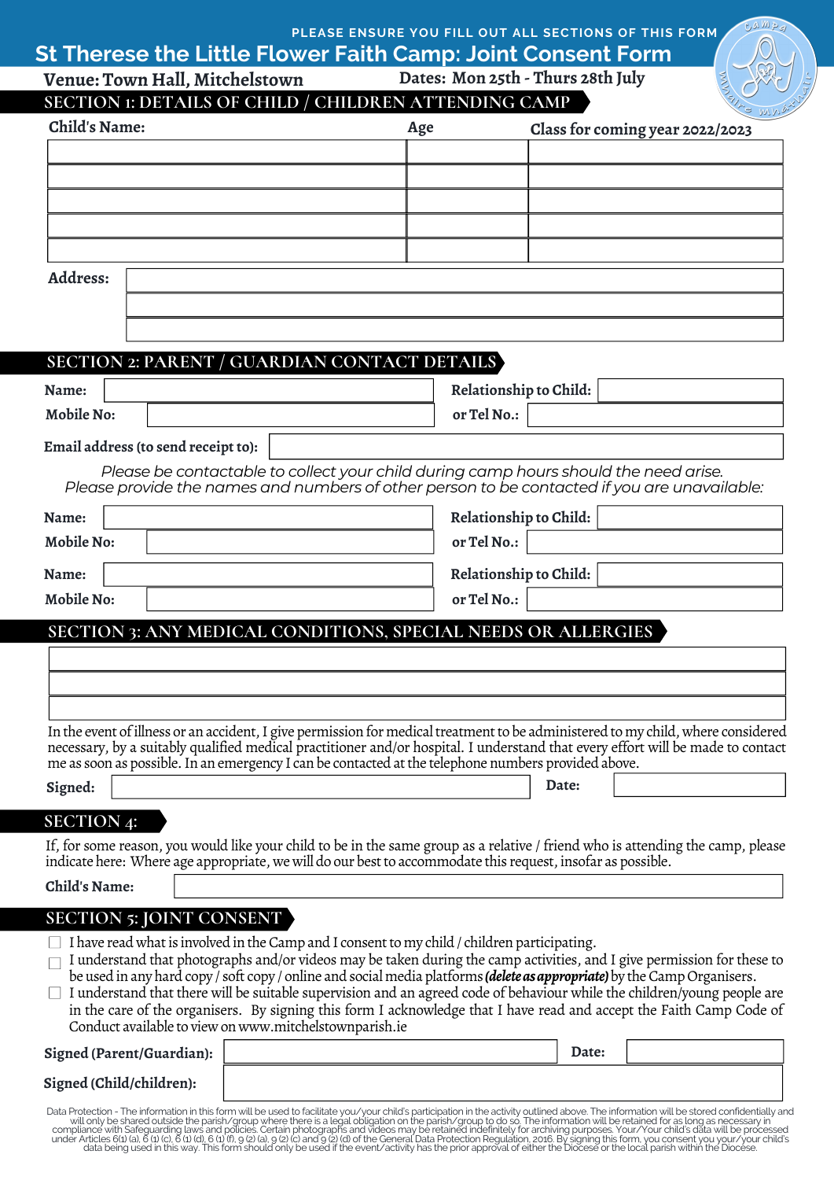PLEASE ENSURE YOU FILL OUT ALL SECTIONS OF THIS FORM

# St Therese the Little Flower Faith Camp: Joint Consent Form

**Venue: Town Hall, Mitchelstown** **Dates: Mon 25th - Thurs 28th July**

## SECTION 1: DETAILS OF CHILD / CHILDREN ATTENDING CAMP

| Child's Name: | Age | Class for coming year 2022/2023 |
|---|---|---|
| | | |
| | | |
| | | |
| | | |
| | | |

**Address:**

## SECTION 2: PARENT / GUARDIAN CONTACT DETAILS

**Name:** **Relationship to Child:**

**Mobile No:** **or Tel No.:**

**Email address (to send receipt to):**

*Please be contactable to collect your child during camp hours should the need arise.*
*Please provide the names and numbers of other person to be contacted if you are unavailable:*

**Name:** **Relationship to Child:**

**Mobile No:** **or Tel No.:**

**Name:** **Relationship to Child:**

**Mobile No:** **or Tel No.:**

## SECTION 3: ANY MEDICAL CONDITIONS, SPECIAL NEEDS OR ALLERGIES

In the event of illness or an accident, I give permission for medical treatment to be administered to my child, where considered necessary, by a suitably qualified medical practitioner and/or hospital. I understand that every effort will be made to contact me as soon as possible. In an emergency I can be contacted at the telephone numbers provided above.

**Signed:** **Date:**

## SECTION 4:

If, for some reason, you would like your child to be in the same group as a relative / friend who is attending the camp, please indicate here: Where age appropriate, we will do our best to accommodate this request, insofar as possible.

**Child's Name:**

## SECTION 5: JOINT CONSENT

- ☐ I have read what is involved in the Camp and I consent to my child / children participating.
- ☐ I understand that photographs and/or videos may be taken during the camp activities, and I give permission for these to be used in any hard copy / soft copy / online and social media platforms ***(delete as appropriate)*** by the Camp Organisers.
- ☐ I understand that there will be suitable supervision and an agreed code of behaviour while the children/young people are in the care of the organisers. By signing this form I acknowledge that I have read and accept the Faith Camp Code of Conduct available to view on www.mitchelstownparish.ie

**Signed (Parent/Guardian):** **Date:**

**Signed (Child/children):**

Data Protection - The information in this form will be used to facilitate you/your child's participation in the activity outlined above. The information will be stored confidentially and will only be shared outside the parish/group where there is a legal obligation on the parish/group to do so. The information will be retained for as long as necessary in compliance with Safeguarding laws and policies. Certain photographs and videos may be retained indefinitely for archiving purposes. Your/Your child's data will be processed under Articles 6(1) (a), 6 (1) (c), 6 (1) (d), 6 (1) (f), 9 (2) (a), 9 (2) (c) and 9 (2) (d) of the General Data Protection Regulation, 2016. By signing this form, you consent you your/your child's data being used in this way. This form should only be used if the event/activity has the prior approval of either the Diocese or the local parish within the Diocese.